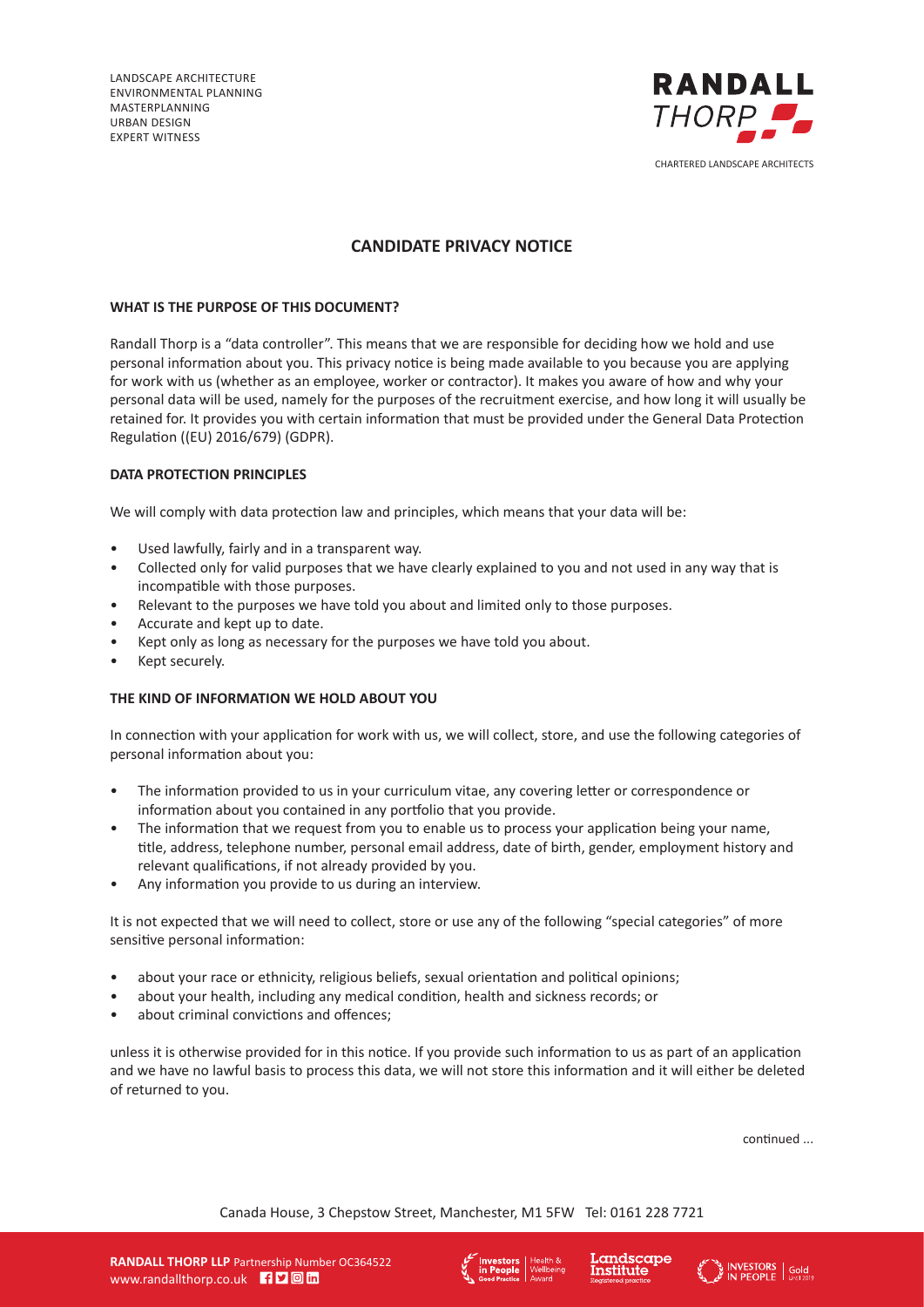LANDSCAPE ARCHITECTURE
ENVIRONMENTAL PLANNING
MASTERPLANNING
URBAN DESIGN
EXPERT WITNESS

# CANDIDATE PRIVACY NOTICE

## WHAT IS THE PURPOSE OF THIS DOCUMENT?

Randall Thorp is a "data controller". This means that we are responsible for deciding how we hold and use personal information about you. This privacy notice is being made available to you because you are applying for work with us (whether as an employee, worker or contractor). It makes you aware of how and why your personal data will be used, namely for the purposes of the recruitment exercise, and how long it will usually be retained for. It provides you with certain information that must be provided under the General Data Protection Regulation ((EU) 2016/679) (GDPR).

## DATA PROTECTION PRINCIPLES

We will comply with data protection law and principles, which means that your data will be:

- Used lawfully, fairly and in a transparent way.
- Collected only for valid purposes that we have clearly explained to you and not used in any way that is incompatible with those purposes.
- Relevant to the purposes we have told you about and limited only to those purposes.
- Accurate and kept up to date.
- Kept only as long as necessary for the purposes we have told you about.
- Kept securely.

## THE KIND OF INFORMATION WE HOLD ABOUT YOU

In connection with your application for work with us, we will collect, store, and use the following categories of personal information about you:

- The information provided to us in your curriculum vitae, any covering letter or correspondence or information about you contained in any portfolio that you provide.
- The information that we request from you to enable us to process your application being your name, title, address, telephone number, personal email address, date of birth, gender, employment history and relevant qualifications, if not already provided by you.
- Any information you provide to us during an interview.

It is not expected that we will need to collect, store or use any of the following "special categories" of more sensitive personal information:

- about your race or ethnicity, religious beliefs, sexual orientation and political opinions;
- about your health, including any medical condition, health and sickness records; or
- about criminal convictions and offences;

unless it is otherwise provided for in this notice. If you provide such information to us as part of an application and we have no lawful basis to process this data, we will not store this information and it will either be deleted of returned to you.

continued ...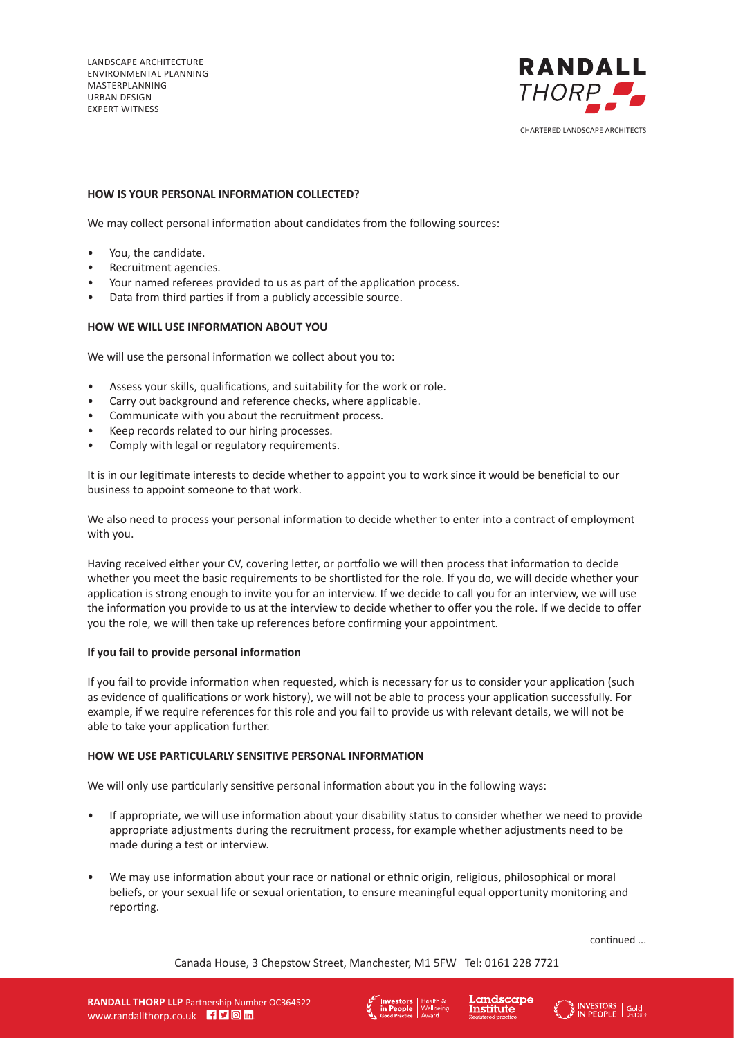**HOW IS YOUR PERSONAL INFORMATION COLLECTED?**

We may collect personal information about candidates from the following sources:

- You, the candidate.
- Recruitment agencies.
- Your named referees provided to us as part of the application process.
- Data from third parties if from a publicly accessible source.

**HOW WE WILL USE INFORMATION ABOUT YOU**

We will use the personal information we collect about you to:

- Assess your skills, qualifications, and suitability for the work or role.
- Carry out background and reference checks, where applicable.
- Communicate with you about the recruitment process.
- Keep records related to our hiring processes.
- Comply with legal or regulatory requirements.

It is in our legitimate interests to decide whether to appoint you to work since it would be beneficial to our business to appoint someone to that work.

We also need to process your personal information to decide whether to enter into a contract of employment with you.

Having received either your CV, covering letter, or portfolio we will then process that information to decide whether you meet the basic requirements to be shortlisted for the role. If you do, we will decide whether your application is strong enough to invite you for an interview. If we decide to call you for an interview, we will use the information you provide to us at the interview to decide whether to offer you the role. If we decide to offer you the role, we will then take up references before confirming your appointment.

**If you fail to provide personal information**

If you fail to provide information when requested, which is necessary for us to consider your application (such as evidence of qualifications or work history), we will not be able to process your application successfully. For example, if we require references for this role and you fail to provide us with relevant details, we will not be able to take your application further.

**HOW WE USE PARTICULARLY SENSITIVE PERSONAL INFORMATION**

We will only use particularly sensitive personal information about you in the following ways:

- If appropriate, we will use information about your disability status to consider whether we need to provide appropriate adjustments during the recruitment process, for example whether adjustments need to be made during a test or interview.
- We may use information about your race or national or ethnic origin, religious, philosophical or moral beliefs, or your sexual life or sexual orientation, to ensure meaningful equal opportunity monitoring and reporting.

continued ...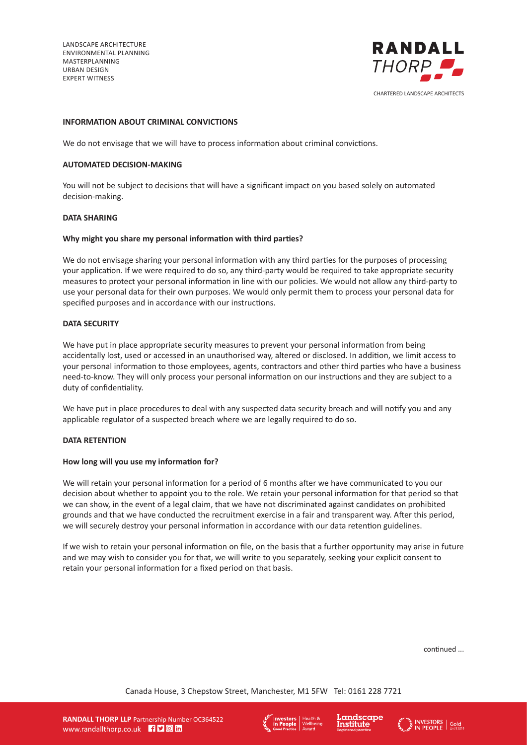## INFORMATION ABOUT CRIMINAL CONVICTIONS

We do not envisage that we will have to process information about criminal convictions.

## AUTOMATED DECISION-MAKING

You will not be subject to decisions that will have a significant impact on you based solely on automated decision-making.

## DATA SHARING

### Why might you share my personal information with third parties?

We do not envisage sharing your personal information with any third parties for the purposes of processing your application. If we were required to do so, any third-party would be required to take appropriate security measures to protect your personal information in line with our policies. We would not allow any third-party to use your personal data for their own purposes. We would only permit them to process your personal data for specified purposes and in accordance with our instructions.

## DATA SECURITY

We have put in place appropriate security measures to prevent your personal information from being accidentally lost, used or accessed in an unauthorised way, altered or disclosed. In addition, we limit access to your personal information to those employees, agents, contractors and other third parties who have a business need-to-know. They will only process your personal information on our instructions and they are subject to a duty of confidentiality.

We have put in place procedures to deal with any suspected data security breach and will notify you and any applicable regulator of a suspected breach where we are legally required to do so.

## DATA RETENTION

### How long will you use my information for?

We will retain your personal information for a period of 6 months after we have communicated to you our decision about whether to appoint you to the role. We retain your personal information for that period so that we can show, in the event of a legal claim, that we have not discriminated against candidates on prohibited grounds and that we have conducted the recruitment exercise in a fair and transparent way. After this period, we will securely destroy your personal information in accordance with our data retention guidelines.

If we wish to retain your personal information on file, on the basis that a further opportunity may arise in future and we may wish to consider you for that, we will write to you separately, seeking your explicit consent to retain your personal information for a fixed period on that basis.

continued ...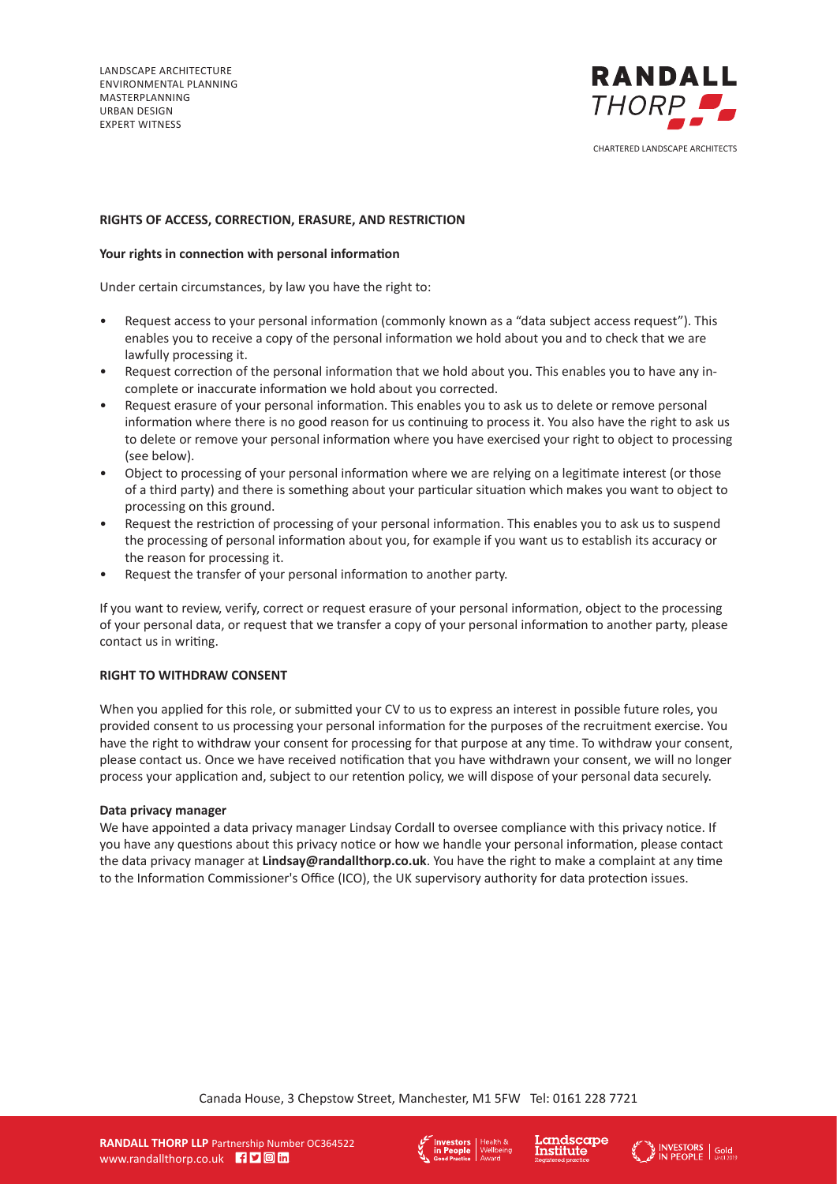## RIGHTS OF ACCESS, CORRECTION, ERASURE, AND RESTRICTION

### Your rights in connection with personal information

Under certain circumstances, by law you have the right to:

- Request access to your personal information (commonly known as a "data subject access request"). This enables you to receive a copy of the personal information we hold about you and to check that we are lawfully processing it.
- Request correction of the personal information that we hold about you. This enables you to have any incomplete or inaccurate information we hold about you corrected.
- Request erasure of your personal information. This enables you to ask us to delete or remove personal information where there is no good reason for us continuing to process it. You also have the right to ask us to delete or remove your personal information where you have exercised your right to object to processing (see below).
- Object to processing of your personal information where we are relying on a legitimate interest (or those of a third party) and there is something about your particular situation which makes you want to object to processing on this ground.
- Request the restriction of processing of your personal information. This enables you to ask us to suspend the processing of personal information about you, for example if you want us to establish its accuracy or the reason for processing it.
- Request the transfer of your personal information to another party.

If you want to review, verify, correct or request erasure of your personal information, object to the processing of your personal data, or request that we transfer a copy of your personal information to another party, please contact us in writing.

## RIGHT TO WITHDRAW CONSENT

When you applied for this role, or submitted your CV to us to express an interest in possible future roles, you provided consent to us processing your personal information for the purposes of the recruitment exercise. You have the right to withdraw your consent for processing for that purpose at any time. To withdraw your consent, please contact us. Once we have received notification that you have withdrawn your consent, we will no longer process your application and, subject to our retention policy, we will dispose of your personal data securely.

### Data privacy manager

We have appointed a data privacy manager Lindsay Cordall to oversee compliance with this privacy notice. If you have any questions about this privacy notice or how we handle your personal information, please contact the data privacy manager at **Lindsay@randallthorp.co.uk**. You have the right to make a complaint at any time to the Information Commissioner's Office (ICO), the UK supervisory authority for data protection issues.